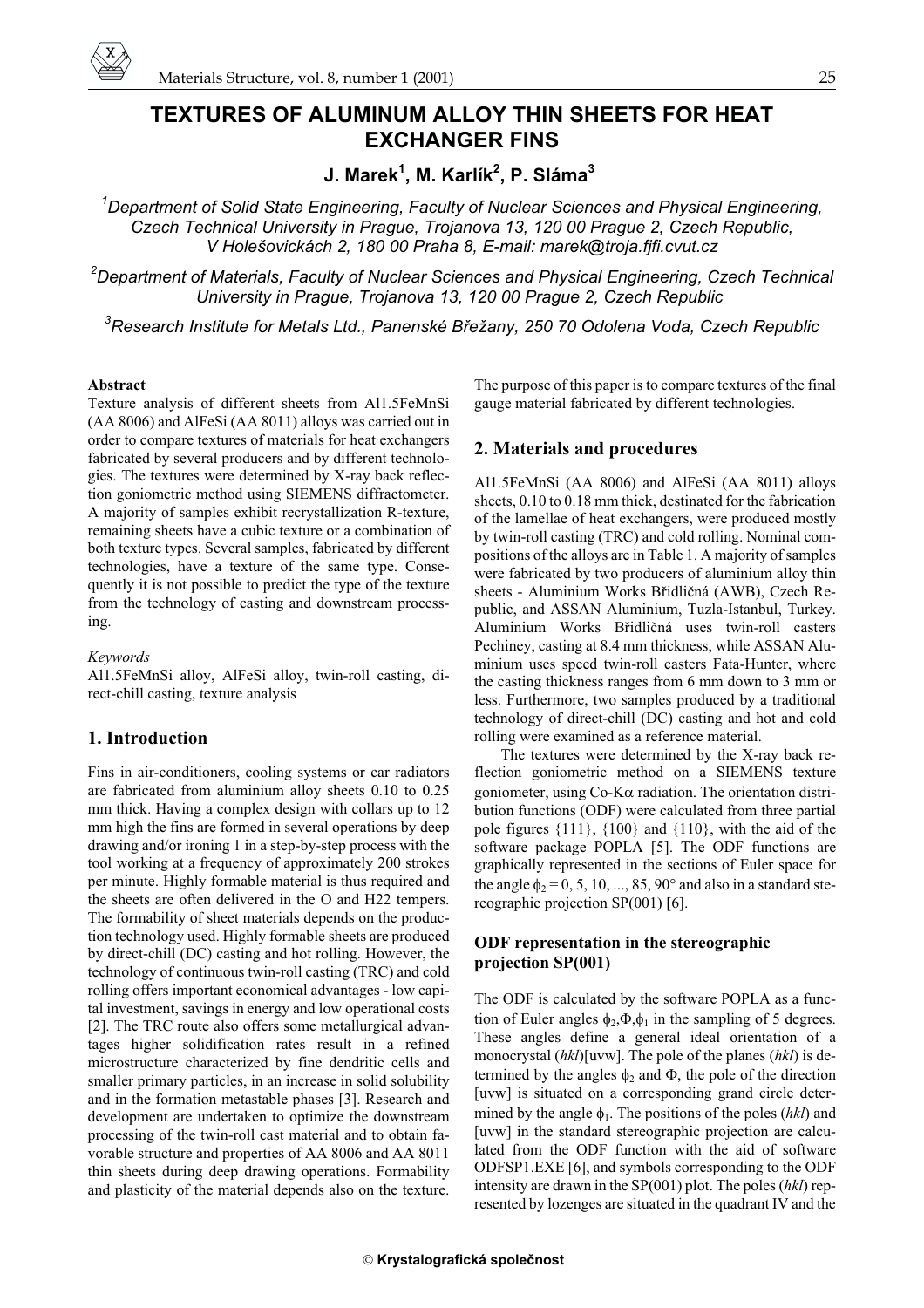# TEXTURES OF ALUMINUM ALLOY THIN SHEETS FOR HEAT EXCHANGER FINS

**J. Marek[1], M. Karlík[2], P. Sláma[3]**

[1]*Department of Solid State Engineering, Faculty of Nuclear Sciences and Physical Engineering, Czech Technical University in Prague, Trojanova 13, 120 00 Prague 2, Czech Republic, V Holešovickách 2, 180 00 Praha 8, E-mail: marek@troja.fjfi.cvut.cz*

[2]*Department of Materials, Faculty of Nuclear Sciences and Physical Engineering, Czech Technical University in Prague, Trojanova 13, 120 00 Prague 2, Czech Republic*

[3]*Research Institute for Metals Ltd., Panenské Břežany, 250 70 Odolena Voda, Czech Republic*

**Abstract**

Texture analysis of different sheets from Al1.5FeMnSi (AA 8006) and AlFeSi (AA 8011) alloys was carried out in order to compare textures of materials for heat exchangers fabricated by several producers and by different technologies. The textures were determined by X-ray back reflection goniometric method using SIEMENS diffractometer. A majority of samples exhibit recrystallization R-texture, remaining sheets have a cubic texture or a combination of both texture types. Several samples, fabricated by different technologies, have a texture of the same type. Consequently it is not possible to predict the type of the texture from the technology of casting and downstream processing.

*Keywords*

Al1.5FeMnSi alloy, AlFeSi alloy, twin-roll casting, direct-chill casting, texture analysis

## 1. Introduction

Fins in air-conditioners, cooling systems or car radiators are fabricated from aluminium alloy sheets 0.10 to 0.25 mm thick. Having a complex design with collars up to 12 mm high the fins are formed in several operations by deep drawing and/or ironing 1 in a step-by-step process with the tool working at a frequency of approximately 200 strokes per minute. Highly formable material is thus required and the sheets are often delivered in the O and H22 tempers. The formability of sheet materials depends on the production technology used. Highly formable sheets are produced by direct-chill (DC) casting and hot rolling. However, the technology of continuous twin-roll casting (TRC) and cold rolling offers important economical advantages - low capital investment, savings in energy and low operational costs [2]. The TRC route also offers some metallurgical advantages higher solidification rates result in a refined microstructure characterized by fine dendritic cells and smaller primary particles, in an increase in solid solubility and in the formation metastable phases [3]. Research and development are undertaken to optimize the downstream processing of the twin-roll cast material and to obtain favorable structure and properties of AA 8006 and AA 8011 thin sheets during deep drawing operations. Formability and plasticity of the material depends also on the texture. The purpose of this paper is to compare textures of the final gauge material fabricated by different technologies.

## 2. Materials and procedures

Al1.5FeMnSi (AA 8006) and AlFeSi (AA 8011) alloys sheets, 0.10 to 0.18 mm thick, destinated for the fabrication of the lamellae of heat exchangers, were produced mostly by twin-roll casting (TRC) and cold rolling. Nominal compositions of the alloys are in Table 1. A majority of samples were fabricated by two producers of aluminium alloy thin sheets - Aluminium Works Břidličná (AWB), Czech Republic, and ASSAN Aluminium, Tuzla-Istanbul, Turkey. Aluminium Works Břidličná uses twin-roll casters Pechiney, casting at 8.4 mm thickness, while ASSAN Aluminium uses speed twin-roll casters Fata-Hunter, where the casting thickness ranges from 6 mm down to 3 mm or less. Furthermore, two samples produced by a traditional technology of direct-chill (DC) casting and hot and cold rolling were examined as a reference material.

The textures were determined by the X-ray back reflection goniometric method on a SIEMENS texture goniometer, using Co-K$\alpha$ radiation. The orientation distribution functions (ODF) were calculated from three partial pole figures {111}, {100} and {110}, with the aid of the software package POPLA [5]. The ODF functions are graphically represented in the sections of Euler space for the angle $\phi_2 = 0, 5, 10, ..., 85, 90°$ and also in a standard stereographic projection SP(001) [6].

### ODF representation in the stereographic projection SP(001)

The ODF is calculated by the software POPLA as a function of Euler angles $\phi_2, \Phi, \phi_1$ in the sampling of 5 degrees. These angles define a general ideal orientation of a monocrystal (*hkl*)[uvw]. The pole of the planes (*hkl*) is determined by the angles $\phi_2$ and $\Phi$, the pole of the direction [uvw] is situated on a corresponding grand circle determined by the angle $\phi_1$. The positions of the poles (*hkl*) and [uvw] in the standard stereographic projection are calculated from the ODF function with the aid of software ODFSP1.EXE [6], and symbols corresponding to the ODF intensity are drawn in the SP(001) plot. The poles (*hkl*) represented by lozenges are situated in the quadrant IV and the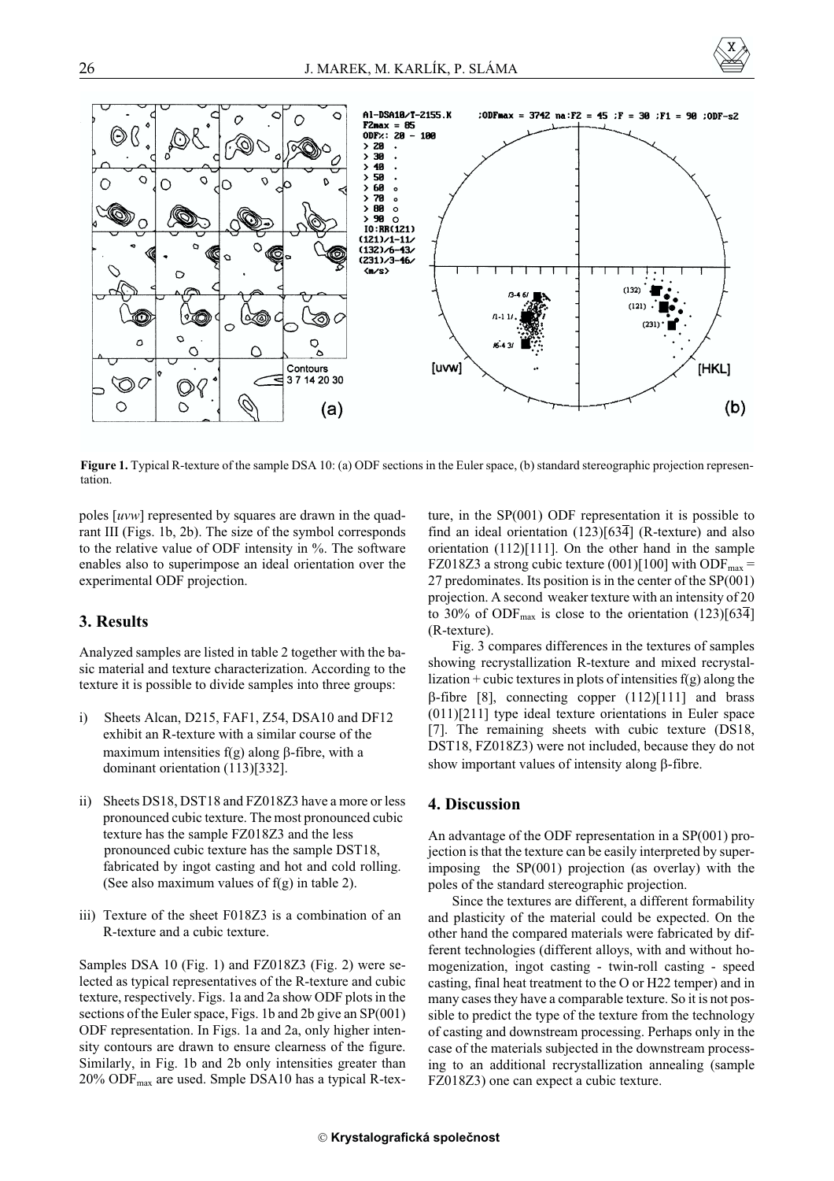**Figure 1.** Typical R-texture of the sample DSA 10: (a) ODF sections in the Euler space, (b) standard stereographic projection representation.

poles [*uvw*] represented by squares are drawn in the quadrant III (Figs. 1b, 2b). The size of the symbol corresponds to the relative value of ODF intensity in %. The software enables also to superimpose an ideal orientation over the experimental ODF projection.

## 3. Results

Analyzed samples are listed in table 2 together with the basic material and texture characterization. According to the texture it is possible to divide samples into three groups:

i) Sheets Alcan, D215, FAF1, Z54, DSA10 and DF12 exhibit an R-texture with a similar course of the maximum intensities f(g) along β-fibre, with a dominant orientation (113)[332].

ii) Sheets DS18, DST18 and FZ018Z3 have a more or less pronounced cubic texture. The most pronounced cubic texture has the sample FZ018Z3 and the less pronounced cubic texture has the sample DST18, fabricated by ingot casting and hot and cold rolling. (See also maximum values of f(g) in table 2).

iii) Texture of the sheet F018Z3 is a combination of an R-texture and a cubic texture.

Samples DSA 10 (Fig. 1) and FZ018Z3 (Fig. 2) were selected as typical representatives of the R-texture and cubic texture, respectively. Figs. 1a and 2a show ODF plots in the sections of the Euler space, Figs. 1b and 2b give an SP(001) ODF representation. In Figs. 1a and 2a, only higher intensity contours are drawn to ensure clearness of the figure. Similarly, in Fig. 1b and 2b only intensities greater than 20% $ODF_{max}$ are used. Smple DSA10 has a typical R-texture, in the SP(001) ODF representation it is possible to find an ideal orientation $(123)[63\bar{4}]$ (R-texture) and also orientation (112)[111]. On the other hand in the sample FZ018Z3 a strong cubic texture (001)[100] with $ODF_{max}$ = 27 predominates. Its position is in the center of the SP(001) projection. A second weaker texture with an intensity of 20 to 30% of $ODF_{max}$ is close to the orientation $(123)[63\bar{4}]$ (R-texture).

Fig. 3 compares differences in the textures of samples showing recrystallization R-texture and mixed recrystallization + cubic textures in plots of intensities f(g) along the β-fibre [8], connecting copper (112)[111] and brass (011)[211] type ideal texture orientations in Euler space [7]. The remaining sheets with cubic texture (DS18, DST18, FZ018Z3) were not included, because they do not show important values of intensity along β-fibre.

## 4. Discussion

An advantage of the ODF representation in a SP(001) projection is that the texture can be easily interpreted by superimposing the SP(001) projection (as overlay) with the poles of the standard stereographic projection.

Since the textures are different, a different formability and plasticity of the material could be expected. On the other hand the compared materials were fabricated by different technologies (different alloys, with and without homogenization, ingot casting - twin-roll casting - speed casting, final heat treatment to the O or H22 temper) and in many cases they have a comparable texture. So it is not possible to predict the type of the texture from the technology of casting and downstream processing. Perhaps only in the case of the materials subjected in the downstream processing to an additional recrystallization annealing (sample FZ018Z3) one can expect a cubic texture.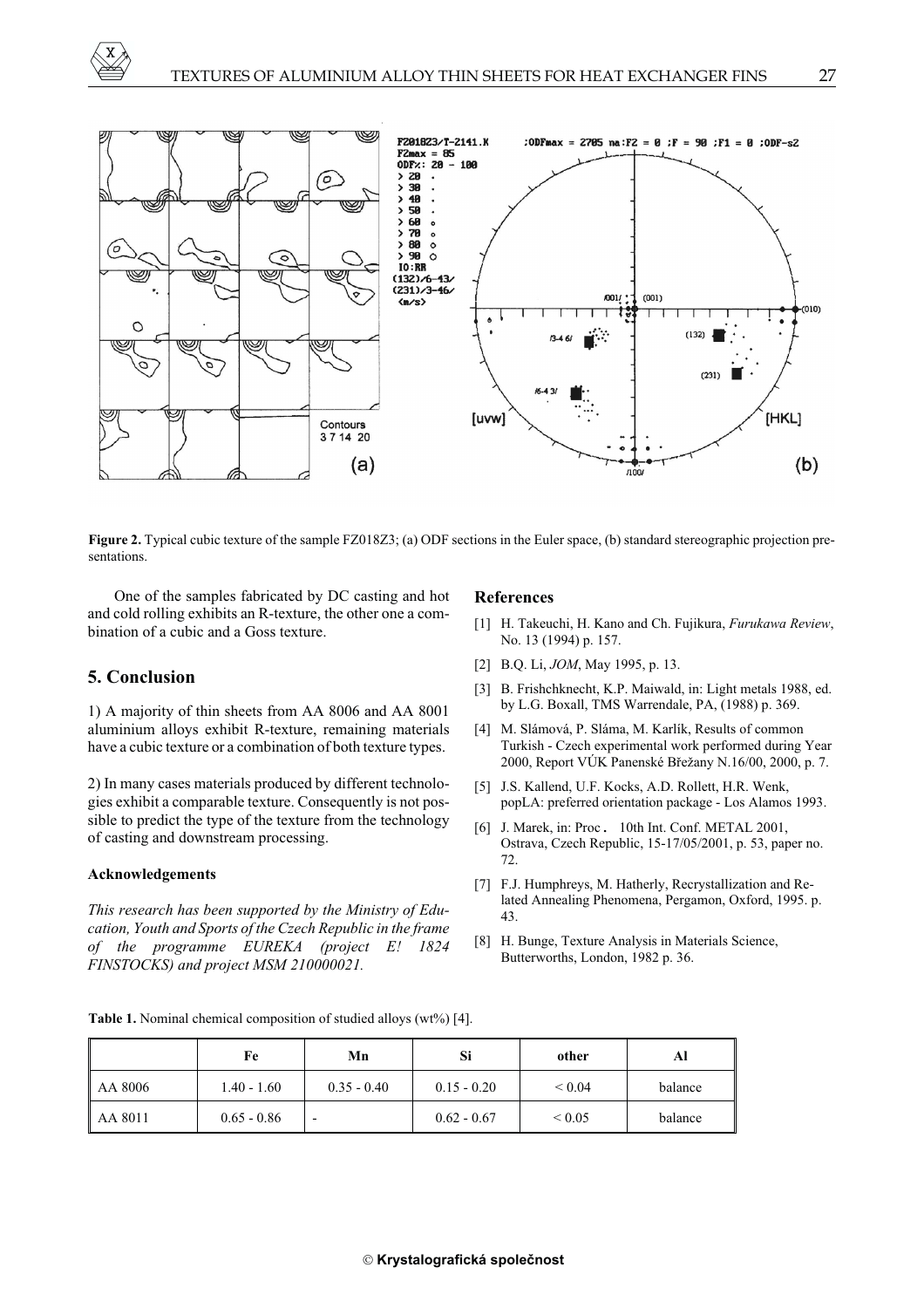**Figure 2.** Typical cubic texture of the sample FZ018Z3; (a) ODF sections in the Euler space, (b) standard stereographic projection presentations.

One of the samples fabricated by DC casting and hot and cold rolling exhibits an R-texture, the other one a combination of a cubic and a Goss texture.

## 5. Conclusion

1) A majority of thin sheets from AA 8006 and AA 8001 aluminium alloys exhibit R-texture, remaining materials have a cubic texture or a combination of both texture types.

2) In many cases materials produced by different technologies exhibit a comparable texture. Consequently is not possible to predict the type of the texture from the technology of casting and downstream processing.

### Acknowledgements

*This research has been supported by the Ministry of Education, Youth and Sports of the Czech Republic in the frame of the programme EUREKA (project E! 1824 FINSTOCKS) and project MSM 210000021.*

## References

[1] H. Takeuchi, H. Kano and Ch. Fujikura, *Furukawa Review*, No. 13 (1994) p. 157.

[2] B.Q. Li, *JOM*, May 1995, p. 13.

[3] B. Frishchknecht, K.P. Maiwald, in: Light metals 1988, ed. by L.G. Boxall, TMS Warrendale, PA, (1988) p. 369.

[4] M. Slámová, P. Sláma, M. Karlík, Results of common Turkish - Czech experimental work performed during Year 2000, Report VÚK Panenské Břežany N.16/00, 2000, p. 7.

[5] J.S. Kallend, U.F. Kocks, A.D. Rollett, H.R. Wenk, popLA: preferred orientation package - Los Alamos 1993.

[6] J. Marek, in: Proc. 10th Int. Conf. METAL 2001, Ostrava, Czech Republic, 15-17/05/2001, p. 53, paper no. 72.

[7] F.J. Humphreys, M. Hatherly, Recrystallization and Related Annealing Phenomena, Pergamon, Oxford, 1995. p. 43.

[8] H. Bunge, Texture Analysis in Materials Science, Butterworths, London, 1982 p. 36.

**Table 1.** Nominal chemical composition of studied alloys (wt%) [4].

| | Fe | Mn | Si | other | Al |
|---|---|---|---|---|---|
| AA 8006 | 1.40 - 1.60 | 0.35 - 0.40 | 0.15 - 0.20 | < 0.04 | balance |
| AA 8011 | 0.65 - 0.86 | - | 0.62 - 0.67 | < 0.05 | balance |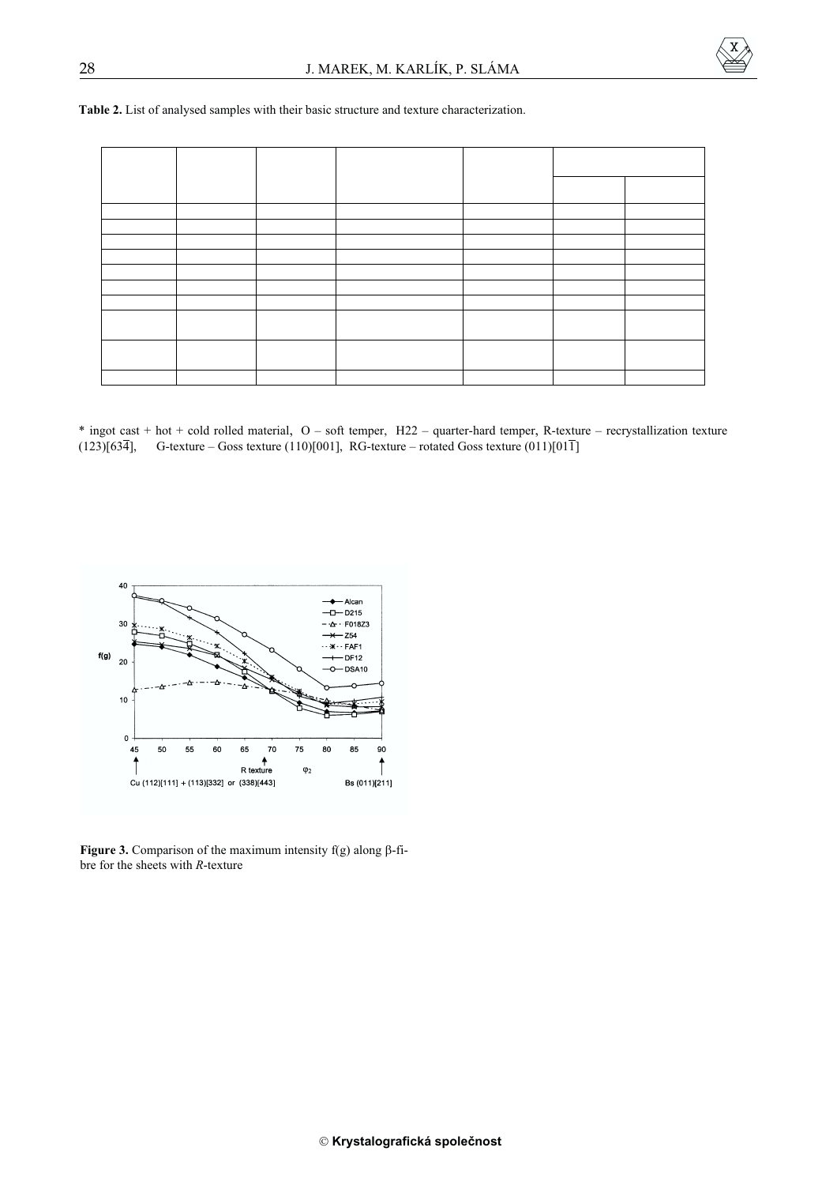**Table 2.** List of analysed samples with their basic structure and texture characterization.

| | | | | | | |
|---|---|---|---|---|---|---|
| | | | | | | |
| | | | | | | |
| | | | | | | |
| | | | | | | |
| | | | | | | |
| | | | | | | |
| | | | | | | |
| | | | | | | |
| | | | | | | |
| | | | | | | |
| | | | | | | |

\* ingot cast + hot + cold rolled material, O – soft temper, H22 – quarter-hard temper, R-texture – recrystallization texture $(123)[63\bar{4}]$, G-texture – Goss texture (110)[001], RG-texture – rotated Goss texture $(011)[01\bar{1}]$

40
30
20
10
0
f(g)
45 50 55 60 65 70 75 80 85 90
Alcan
D215
F018Z3
Z54
FAF1
DF12
DSA10
R texture
$\varphi_2$
Cu (112)[111] + (113)[332] or (338)[443]
Bs (011)[211]

**Figure 3.** Comparison of the maximum intensity f(g) along β-fibre for the sheets with *R*-texture